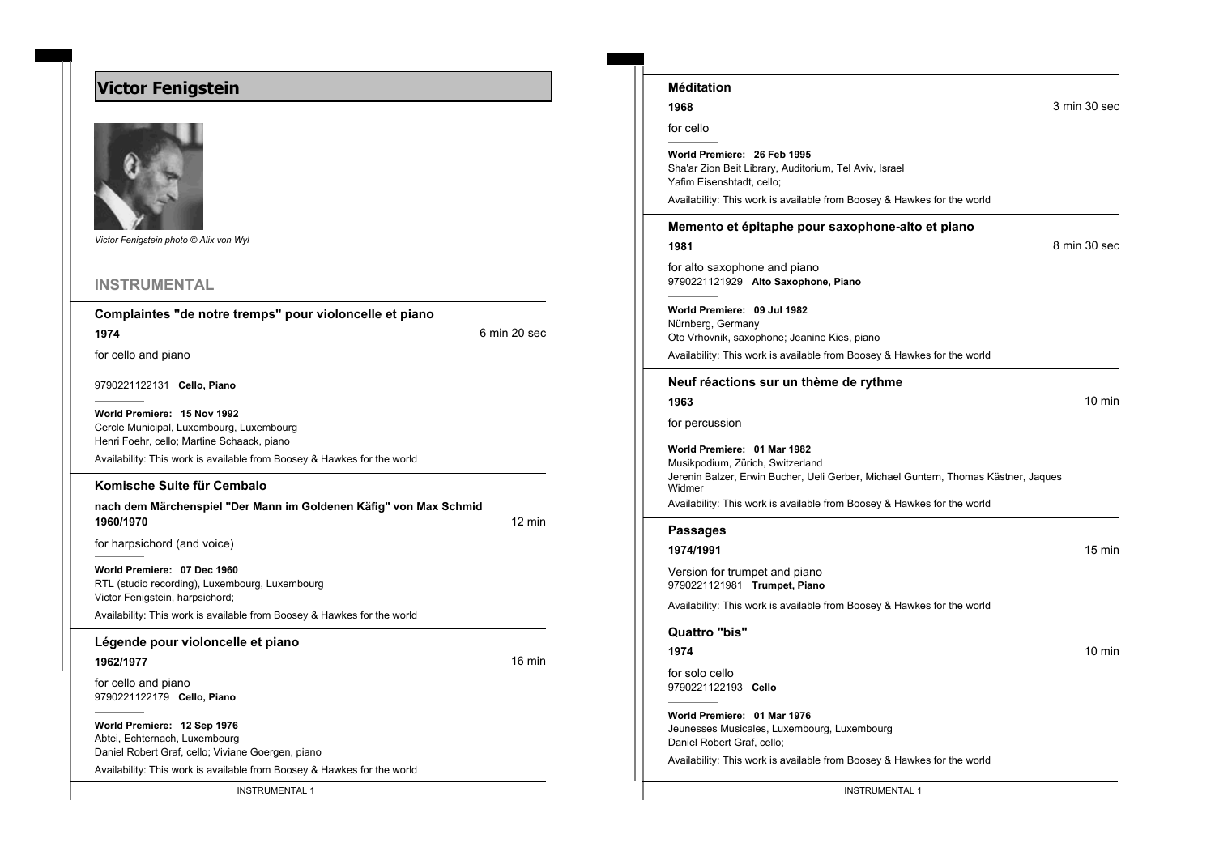# Victor Fenigstein

*Victor Fenigstein photo © Alix von Wyl*

## INSTRUMENTAL

### Complaintes "de notre tremps" pour violoncelle et piano

**1974** — 6 min 20 sec

for cello and piano

9790221122131 **Cello, Piano**

**World Premiere: 15 Nov 1992**
Cercle Municipal, Luxembourg, Luxembourg
Henri Foehr, cello; Martine Schaack, piano

Availability: This work is available from Boosey & Hawkes for the world

### Komische Suite für Cembalo

**nach dem Märchenspiel "Der Mann im Goldenen Käfig" von Max Schmid**

**1960/1970** — 12 min

for harpsichord (and voice)

**World Premiere: 07 Dec 1960**
RTL (studio recording), Luxembourg, Luxembourg
Victor Fenigstein, harpsichord;

Availability: This work is available from Boosey & Hawkes for the world

### Légende pour violoncelle et piano

**1962/1977** — 16 min

for cello and piano
9790221122179 **Cello, Piano**

**World Premiere: 12 Sep 1976**
Abtei, Echternach, Luxembourg
Daniel Robert Graf, cello; Viviane Goergen, piano

Availability: This work is available from Boosey & Hawkes for the world

### Méditation

**1968** — 3 min 30 sec

for cello

**World Premiere: 26 Feb 1995**
Sha'ar Zion Beit Library, Auditorium, Tel Aviv, Israel
Yafim Eisenshtadt, cello;

Availability: This work is available from Boosey & Hawkes for the world

### Memento et épitaphe pour saxophone-alto et piano

**1981** — 8 min 30 sec

for alto saxophone and piano
9790221121929 **Alto Saxophone, Piano**

**World Premiere: 09 Jul 1982**
Nürnberg, Germany
Oto Vrhovnik, saxophone; Jeanine Kies, piano

Availability: This work is available from Boosey & Hawkes for the world

### Neuf réactions sur un thème de rythme

**1963** — 10 min

for percussion

**World Premiere: 01 Mar 1982**
Musikpodium, Zürich, Switzerland
Jerenin Balzer, Erwin Bucher, Ueli Gerber, Michael Guntern, Thomas Kästner, Jaques Widmer

Availability: This work is available from Boosey & Hawkes for the world

### Passages

**1974/1991** — 15 min

Version for trumpet and piano
9790221121981 **Trumpet, Piano**

Availability: This work is available from Boosey & Hawkes for the world

### Quattro "bis"

**1974** — 10 min

for solo cello
9790221122193 **Cello**

**World Premiere: 01 Mar 1976**
Jeunesses Musicales, Luxembourg, Luxembourg
Daniel Robert Graf, cello;

Availability: This work is available from Boosey & Hawkes for the world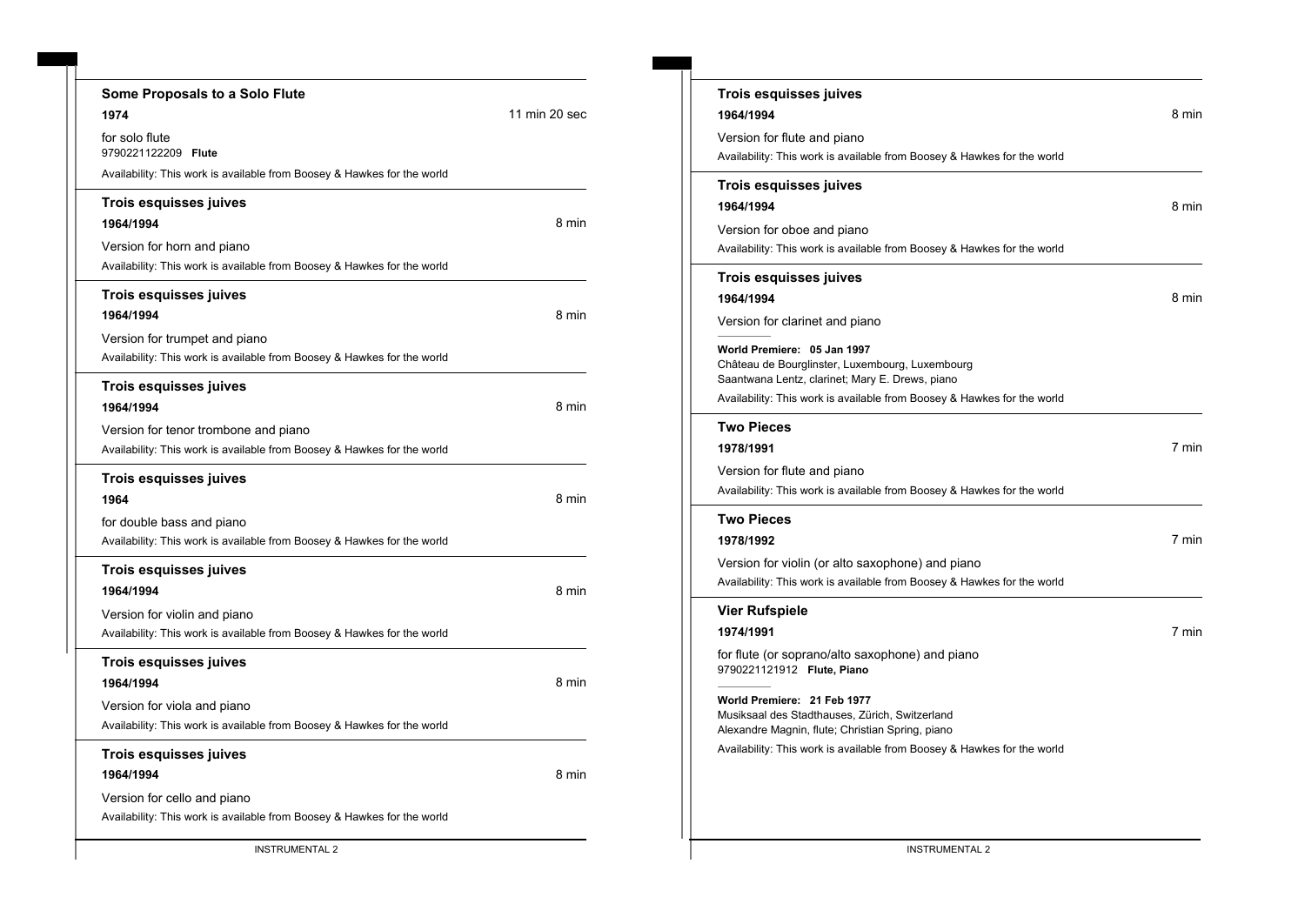### Some Proposals to a Solo Flute

**1974** — 11 min 20 sec

for solo flute
9790221122209 **Flute**

Availability: This work is available from Boosey & Hawkes for the world

### Trois esquisses juives

**1964/1994** — 8 min

Version for horn and piano

Availability: This work is available from Boosey & Hawkes for the world

### Trois esquisses juives

**1964/1994** — 8 min

Version for trumpet and piano

Availability: This work is available from Boosey & Hawkes for the world

### Trois esquisses juives

**1964/1994** — 8 min

Version for tenor trombone and piano

Availability: This work is available from Boosey & Hawkes for the world

### Trois esquisses juives

**1964** — 8 min

for double bass and piano

Availability: This work is available from Boosey & Hawkes for the world

### Trois esquisses juives

**1964/1994** — 8 min

Version for violin and piano

Availability: This work is available from Boosey & Hawkes for the world

### Trois esquisses juives

**1964/1994** — 8 min

Version for viola and piano

Availability: This work is available from Boosey & Hawkes for the world

### Trois esquisses juives

**1964/1994** — 8 min

Version for cello and piano

Availability: This work is available from Boosey & Hawkes for the world

### Trois esquisses juives

**1964/1994** — 8 min

Version for flute and piano

Availability: This work is available from Boosey & Hawkes for the world

### Trois esquisses juives

**1964/1994** — 8 min

Version for oboe and piano

Availability: This work is available from Boosey & Hawkes for the world

### Trois esquisses juives

**1964/1994** — 8 min

Version for clarinet and piano

**World Premiere: 05 Jan 1997**
Château de Bourglinster, Luxembourg, Luxembourg
Saantwana Lentz, clarinet; Mary E. Drews, piano

Availability: This work is available from Boosey & Hawkes for the world

### Two Pieces

**1978/1991** — 7 min

Version for flute and piano

Availability: This work is available from Boosey & Hawkes for the world

### Two Pieces

**1978/1992** — 7 min

Version for violin (or alto saxophone) and piano

Availability: This work is available from Boosey & Hawkes for the world

### Vier Rufspiele

**1974/1991** — 7 min

for flute (or soprano/alto saxophone) and piano
9790221121912 **Flute, Piano**

**World Premiere: 21 Feb 1977**
Musiksaal des Stadthauses, Zürich, Switzerland
Alexandre Magnin, flute; Christian Spring, piano

Availability: This work is available from Boosey & Hawkes for the world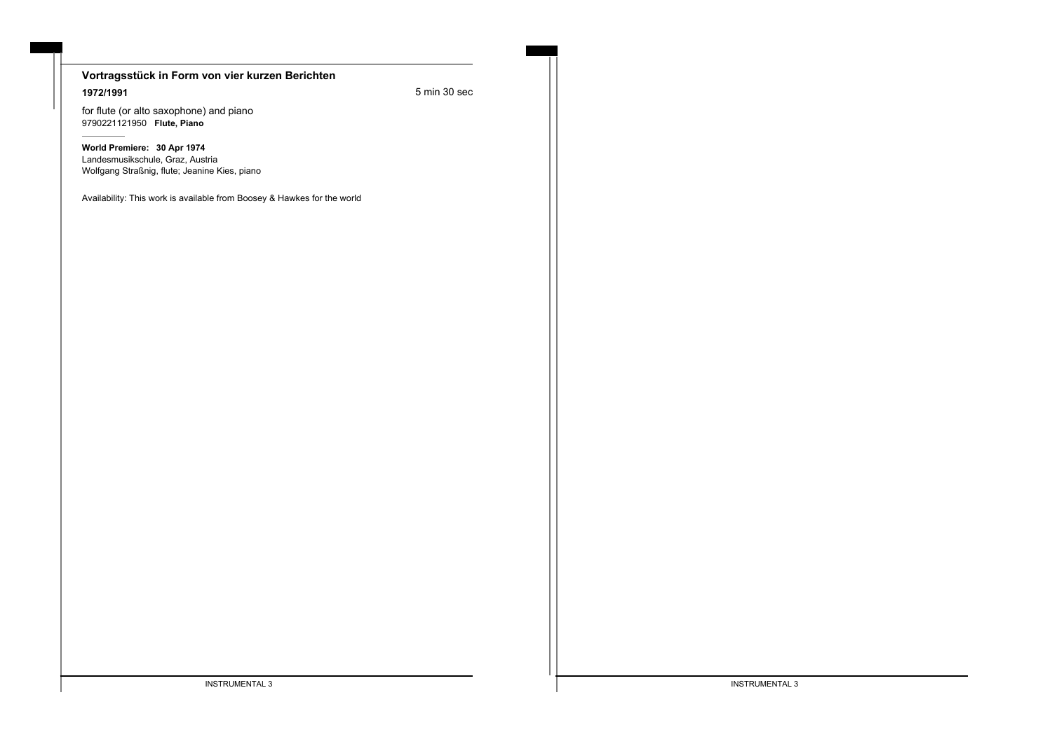### Vortragsstück in Form von vier kurzen Berichten

**1972/1991** 5 min 30 sec

for flute (or alto saxophone) and piano
9790221121950 **Flute, Piano**

**World Premiere: 30 Apr 1974**
Landesmusikschule, Graz, Austria
Wolfgang Straßnig, flute; Jeanine Kies, piano

Availability: This work is available from Boosey & Hawkes for the world